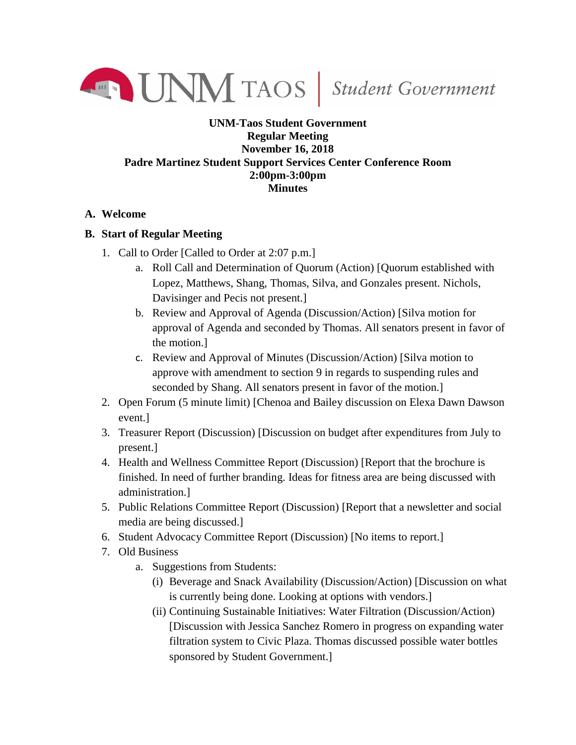UNM TAOS | Student Government

**UNM-Taos Student Government**
**Regular Meeting**
**November 16, 2018**
**Padre Martinez Student Support Services Center Conference Room**
**2:00pm-3:00pm**
**Minutes**

**A. Welcome**

**B. Start of Regular Meeting**

1. Call to Order [Called to Order at 2:07 p.m.]
   a. Roll Call and Determination of Quorum (Action) [Quorum established with Lopez, Matthews, Shang, Thomas, Silva, and Gonzales present. Nichols, Davisinger and Pecis not present.]
   b. Review and Approval of Agenda (Discussion/Action) [Silva motion for approval of Agenda and seconded by Thomas. All senators present in favor of the motion.]
   c. Review and Approval of Minutes (Discussion/Action) [Silva motion to approve with amendment to section 9 in regards to suspending rules and seconded by Shang. All senators present in favor of the motion.]
2. Open Forum (5 minute limit) [Chenoa and Bailey discussion on Elexa Dawn Dawson event.]
3. Treasurer Report (Discussion) [Discussion on budget after expenditures from July to present.]
4. Health and Wellness Committee Report (Discussion) [Report that the brochure is finished. In need of further branding. Ideas for fitness area are being discussed with administration.]
5. Public Relations Committee Report (Discussion) [Report that a newsletter and social media are being discussed.]
6. Student Advocacy Committee Report (Discussion) [No items to report.]
7. Old Business
   a. Suggestions from Students:
      (i) Beverage and Snack Availability (Discussion/Action) [Discussion on what is currently being done. Looking at options with vendors.]
      (ii) Continuing Sustainable Initiatives: Water Filtration (Discussion/Action) [Discussion with Jessica Sanchez Romero in progress on expanding water filtration system to Civic Plaza. Thomas discussed possible water bottles sponsored by Student Government.]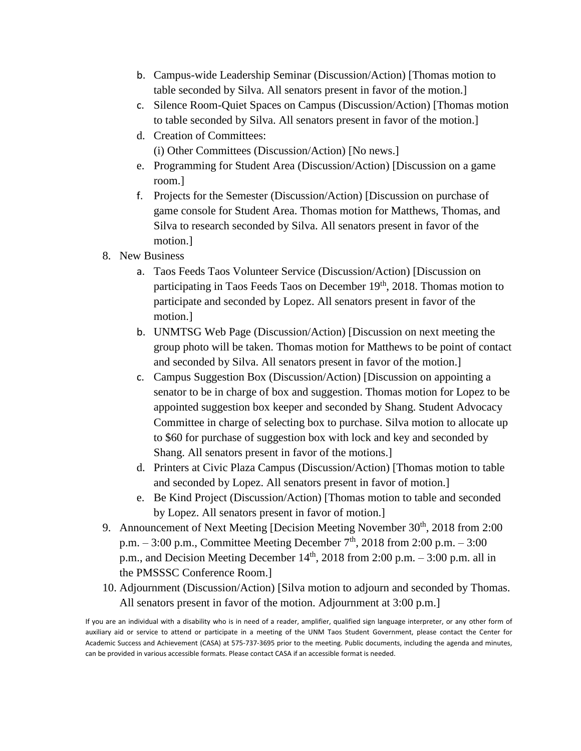b. Campus-wide Leadership Seminar (Discussion/Action) [Thomas motion to table seconded by Silva. All senators present in favor of the motion.]

c. Silence Room-Quiet Spaces on Campus (Discussion/Action) [Thomas motion to table seconded by Silva. All senators present in favor of the motion.]

d. Creation of Committees:
   (i) Other Committees (Discussion/Action) [No news.]

e. Programming for Student Area (Discussion/Action) [Discussion on a game room.]

f. Projects for the Semester (Discussion/Action) [Discussion on purchase of game console for Student Area. Thomas motion for Matthews, Thomas, and Silva to research seconded by Silva. All senators present in favor of the motion.]

8. New Business
   a. Taos Feeds Taos Volunteer Service (Discussion/Action) [Discussion on participating in Taos Feeds Taos on December 19th, 2018. Thomas motion to participate and seconded by Lopez. All senators present in favor of the motion.]
   b. UNMTSG Web Page (Discussion/Action) [Discussion on next meeting the group photo will be taken. Thomas motion for Matthews to be point of contact and seconded by Silva. All senators present in favor of the motion.]
   c. Campus Suggestion Box (Discussion/Action) [Discussion on appointing a senator to be in charge of box and suggestion. Thomas motion for Lopez to be appointed suggestion box keeper and seconded by Shang. Student Advocacy Committee in charge of selecting box to purchase. Silva motion to allocate up to $60 for purchase of suggestion box with lock and key and seconded by Shang. All senators present in favor of the motions.]
   d. Printers at Civic Plaza Campus (Discussion/Action) [Thomas motion to table and seconded by Lopez. All senators present in favor of motion.]
   e. Be Kind Project (Discussion/Action) [Thomas motion to table and seconded by Lopez. All senators present in favor of motion.]
9. Announcement of Next Meeting [Decision Meeting November 30th, 2018 from 2:00 p.m. – 3:00 p.m., Committee Meeting December 7th, 2018 from 2:00 p.m. – 3:00 p.m., and Decision Meeting December 14th, 2018 from 2:00 p.m. – 3:00 p.m. all in the PMSSSC Conference Room.]
10. Adjournment (Discussion/Action) [Silva motion to adjourn and seconded by Thomas. All senators present in favor of the motion. Adjournment at 3:00 p.m.]

If you are an individual with a disability who is in need of a reader, amplifier, qualified sign language interpreter, or any other form of auxiliary aid or service to attend or participate in a meeting of the UNM Taos Student Government, please contact the Center for Academic Success and Achievement (CASA) at 575-737-3695 prior to the meeting. Public documents, including the agenda and minutes, can be provided in various accessible formats. Please contact CASA if an accessible format is needed.